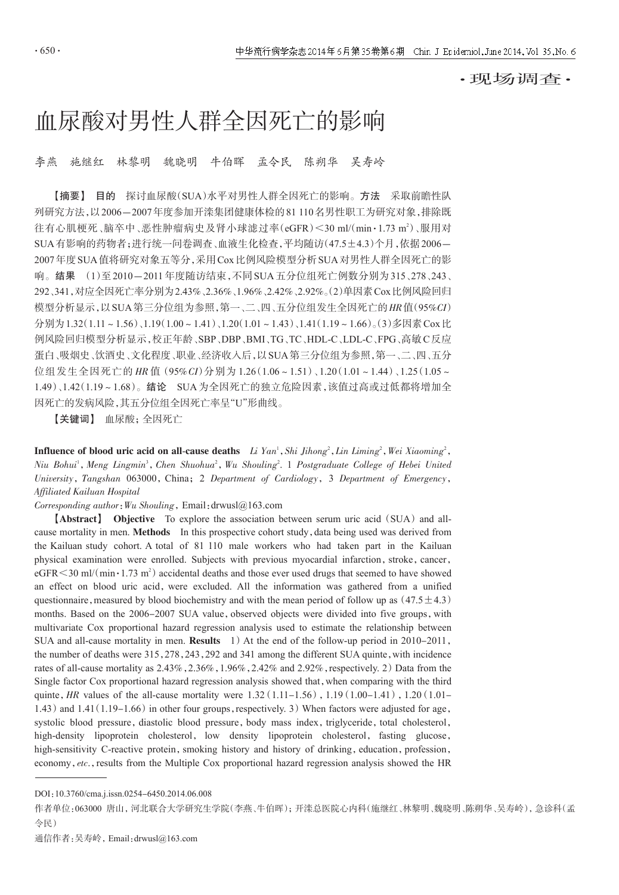·现场调查·

# 血尿酸对男性人群全因死亡的影响

李燕　施继红　林黎明　魏晓明　牛伯晖　孟令民　陈朔华　吴寿岭

【摘要】 **目的**　探讨血尿酸(SUA)水平对男性人群全因死亡的影响。**方法**　采取前瞻性队列研究方法，以2006－2007年度参加开滦集团健康体检的81 110名男性职工为研究对象，排除既往有心肌梗死、脑卒中、恶性肿瘤病史及肾小球滤过率(eGFR)<30 ml/(min·1.73 m²)、服用对SUA有影响的药物者；进行统一问卷调查、血液生化检查，平均随访(47.5±4.3)个月，依据2006－2007年度SUA值将研究对象五等分，采用Cox比例风险模型分析SUA对男性人群全因死亡的影响。**结果**　(1)至2010－2011年度随访结束，不同SUA五分位组死亡例数分别为315、278、243、292、341，对应全因死亡率分别为2.43%、2.36%、1.96%、2.42%、2.92%。(2)单因素Cox比例风险回归模型分析显示，以SUA第三分位组为参照，第一、二、四、五分位组发生全因死亡的*HR*值(95%*CI*)分别为1.32(1.11～1.56)、1.19(1.00～1.41)、1.20(1.01～1.43)、1.41(1.19～1.66)。(3)多因素Cox比例风险回归模型分析显示，校正年龄、SBP、DBP、BMI、TG、TC、HDL-C、LDL-C、FPG、高敏C反应蛋白、吸烟史、饮酒史、文化程度、职业、经济收入后，以SUA第三分位组为参照，第一、二、四、五分位组发生全因死亡的*HR*值(95%*CI*)分别为1.26(1.06～1.51)、1.20(1.01～1.44)、1.25(1.05～1.49)、1.42(1.19～1.68)。**结论**　SUA为全因死亡的独立危险因素，该值过高或过低都将增加全因死亡的发病风险，其五分位组全因死亡率呈"U"形曲线。

【关键词】 血尿酸；全因死亡

**Influence of blood uric acid on all-cause deaths**　*Li Yan*[1], *Shi Jihong*[2], *Lin Liming*[2], *Wei Xiaoming*[2], *Niu Bohui*[1], *Meng Lingmin*[3], *Chen Shuohua*[2], *Wu Shouling*[2]. *1 Postgraduate College of Hebei United University, Tangshan 063000, China; 2 Department of Cardiology, 3 Department of Emergency, Affiliated Kailuan Hospital*

*Corresponding author*: *Wu Shouling*, Email: drwusl@163.com

【**Abstract**】 **Objective**　To explore the association between serum uric acid (SUA) and all-cause mortality in men. **Methods**　In this prospective cohort study, data being used was derived from the Kailuan study cohort. A total of 81 110 male workers who had taken part in the Kailuan physical examination were enrolled. Subjects with previous myocardial infarction, stroke, cancer, eGFR<30 ml/(min·1.73 m²) accidental deaths and those ever used drugs that seemed to have showed an effect on blood uric acid, were excluded. All the information was gathered from a unified questionnaire, measured by blood biochemistry and with the mean period of follow up as (47.5±4.3) months. Based on the 2006-2007 SUA value, observed objects were divided into five groups, with multivariate Cox proportional hazard regression analysis used to estimate the relationship between SUA and all-cause mortality in men. **Results**　1) At the end of the follow-up period in 2010-2011, the number of deaths were 315, 278, 243, 292 and 341 among the different SUA quinte, with incidence rates of all-cause mortality as 2.43%, 2.36%, 1.96%, 2.42% and 2.92%, respectively. 2) Data from the Single factor Cox proportional hazard regression analysis showed that, when comparing with the third quinte, *HR* values of the all-cause mortality were 1.32 (1.11-1.56), 1.19 (1.00-1.41), 1.20 (1.01-1.43) and 1.41 (1.19-1.66) in other four groups, respectively. 3) When factors were adjusted for age, systolic blood pressure, diastolic blood pressure, body mass index, triglyceride, total cholesterol, high-density lipoprotein cholesterol, low density lipoprotein cholesterol, fasting glucose, high-sensitivity C-reactive protein, smoking history and history of drinking, education, profession, economy, *etc.*, results from the Multiple Cox proportional hazard regression analysis showed the HR

---

DOI：10.3760/cma.j.issn.0254-6450.2014.06.008

作者单位：063000 唐山，河北联合大学研究生学院(李燕、牛伯晖)；开滦总医院心内科(施继红、林黎明、魏晓明、陈朔华、吴寿岭)，急诊科(孟令民)

通信作者：吴寿岭，Email：drwusl@163.com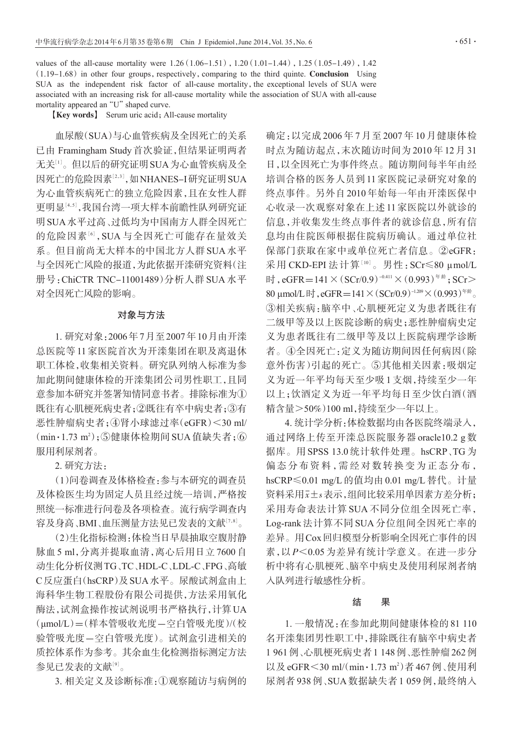values of the all-cause mortality were 1.26 (1.06–1.51), 1.20 (1.01–1.44), 1.25 (1.05–1.49), 1.42 (1.19–1.68) in other four groups, respectively, comparing to the third quinte. **Conclusion** Using SUA as the independent risk factor of all-cause mortality, the exceptional levels of SUA were associated with an increasing risk for all-cause mortality while the association of SUA with all-cause mortality appeared an "U" shaped curve.

【**Key words**】 Serum uric acid; All-cause mortality

血尿酸(SUA)与心血管疾病及全因死亡的关系已由 Framingham Study 首次验证,但结果证明两者无关[1]。但以后的研究证明SUA为心血管疾病及全因死亡的危险因素[2,3],如NHANES-I研究证明SUA为心血管疾病死亡的独立危险因素,且在女性人群更明显[4,5],我国台湾一项大样本前瞻性队列研究证明SUA水平过高、过低均为中国南方人群全因死亡的危险因素[6],SUA与全因死亡可能存在量效关系。但目前尚无大样本的中国北方人群SUA水平与全因死亡风险的报道,为此依据开滦研究资料(注册号:ChiCTR TNC-11001489)分析人群SUA水平对全因死亡风险的影响。

## 对象与方法

1. 研究对象:2006年7月至2007年10月由开滦总医院等11家医院首次为开滦集团在职及离退休职工体检,收集相关资料。研究队列纳入标准为参加此期间健康体检的开滦集团公司男性职工,且同意参加本研究并签署知情同意书者。排除标准为①既往有心肌梗死病史者;②既往有卒中病史者;③有恶性肿瘤病史者;④肾小球滤过率(eGFR)<30 ml/(min·1.73 m²);⑤健康体检期间SUA值缺失者;⑥服用利尿剂者。

2. 研究方法:

(1)问卷调查及体格检查:参与本研究的调查员及体检医生均为固定人员且经过统一培训,严格按照统一标准进行问卷及各项检查。流行病学调查内容及身高、BMI、血压测量方法见已发表的文献[7,8]。

(2)生化指标检测:体检当日早晨抽取空腹肘静脉血5 ml,分离并提取血清,离心后用日立7600自动生化分析仪测TG、TC、HDL-C、LDL-C、FPG、高敏C反应蛋白(hsCRP)及SUA水平。尿酸试剂盒由上海科华生物工程股份有限公司提供,方法采用氧化酶法,试剂盒操作按试剂说明书严格执行,计算UA(μmol/L)=(样本管吸收光度-空白管吸光度)/(校验管吸光度-空白管吸光度)。试剂盒引进相关的质控体系作为参考。其余血生化检测指标测定方法参见已发表的文献[9]。

3. 相关定义及诊断标准:①观察随访与病例的确定:以完成2006年7月至2007年10月健康体检时点为随访起点,末次随访时间为2010年12月31日,以全因死亡为事件终点。随访期间每半年由经培训合格的医务人员到11家医院记录研究对象的终点事件。另外自2010年始每一年由开滦医保中心收录一次观察对象在上述11家医院以外就诊的信息,并收集发生终点事件者的就诊信息,所有信息均由住院医师根据住院病历确认。通过单位社保部门获取在家中或单位死亡者信息。②eGFR:采用CKD-EPI法计算[10]。男性:SCr≤80 μmol/L时,eGFR=141×(SCr/0.9)$^{-0.411}$×(0.993)$^{年龄}$;SCr>80 μmol/L时,eGFR=141×(SCr/0.9)$^{-1.209}$×(0.993)$^{年龄}$。③相关疾病:脑卒中、心肌梗死定义为患者既往有二级甲等及以上医院诊断的病史;恶性肿瘤病史定义为患者既往有二级甲等及以上医院病理学诊断者。④全因死亡:定义为随访期间因任何病因(除意外伤害)引起的死亡。⑤其他相关因素:吸烟定义为近一年平均每天至少吸1支烟,持续至少一年以上;饮酒定义为近一年平均每日至少饮白酒(酒精含量>50%)100 ml,持续至少一年以上。

4. 统计学分析:体检数据均由各医院终端录入,通过网络上传至开滦总医院服务器oracle10.2 g数据库。用SPSS 13.0统计软件处理。hsCRP、TG为偏态分布资料,需经对数转换变为正态分布,hsCRP≤0.01 mg/L的值均由0.01 mg/L替代。计量资料采用$\bar{x} \pm s$表示,组间比较采用单因素方差分析;采用寿命表法计算SUA不同分位组全因死亡率,Log-rank法计算不同SUA分位组间全因死亡率的差异。用Cox回归模型分析影响全因死亡事件的因素,以$P<0.05$为差异有统计学意义。在进一步分析中将有心肌梗死、脑卒中病史及使用利尿剂者纳入队列进行敏感性分析。

## 结 果

1. 一般情况:在参加此期间健康体检的81 110名开滦集团男性职工中,排除既往有脑卒中病史者1 961例、心肌梗死病史者1 148例、恶性肿瘤262例以及eGFR<30 ml/(min·1.73 m²)者467例、使用利尿剂者938例、SUA数据缺失者1 059例,最终纳入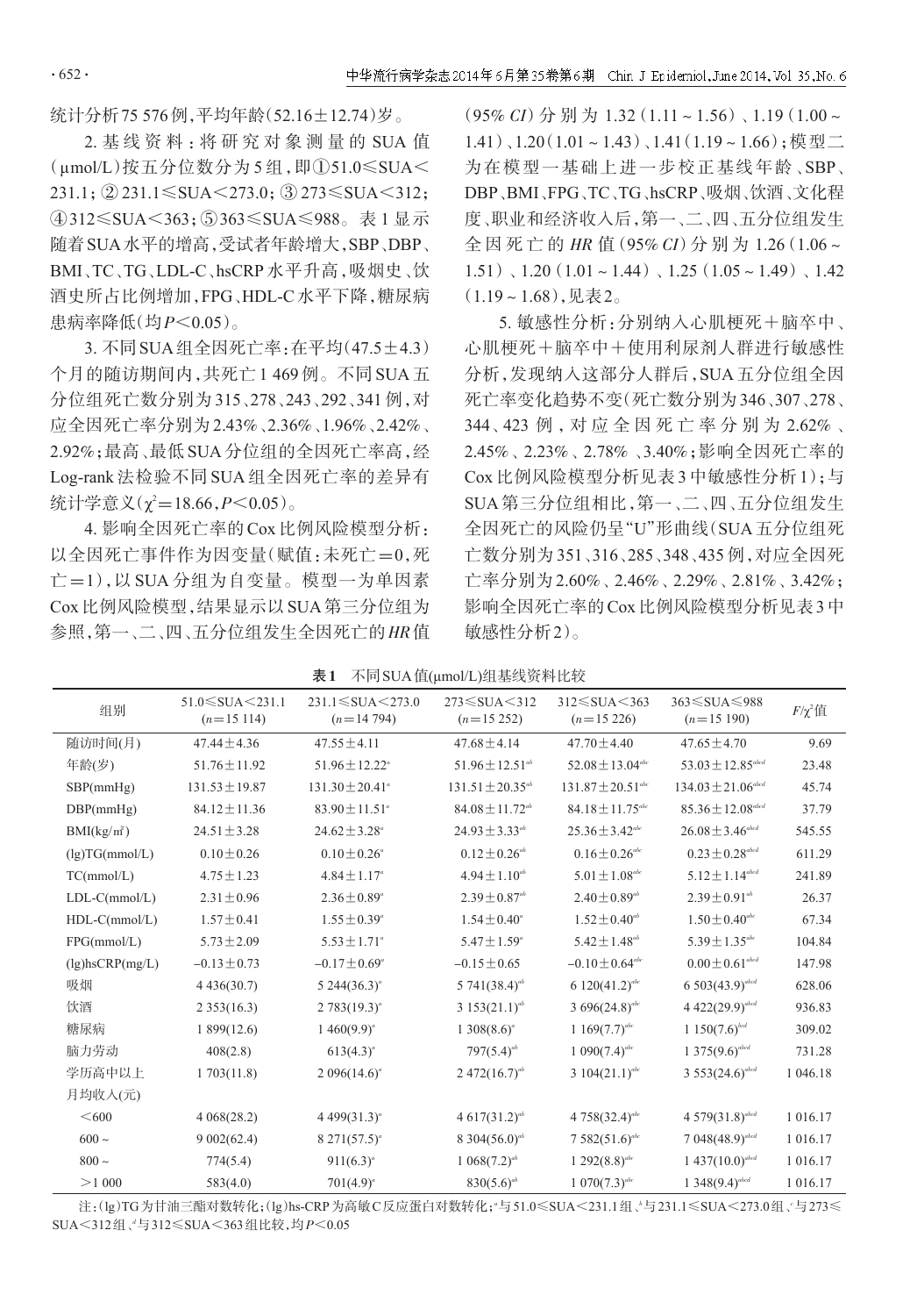统计分析75 576例，平均年龄(52.16±12.74)岁。

2. 基线资料：将研究对象测量的SUA值(μmol/L)按五分位数分为5组，即①51.0≤SUA<231.1；② 231.1≤SUA<273.0；③ 273≤SUA<312；④312≤SUA<363；⑤363≤SUA≤988。表1显示随着SUA水平的增高，受试者年龄增大，SBP、DBP、BMI、TC、TG、LDL-C、hsCRP水平升高，吸烟史、饮酒史所占比例增加，FPG、HDL-C水平下降，糖尿病患病率降低(均$P<0.05$)。

3. 不同SUA组全因死亡率：在平均(47.5±4.3)个月的随访期间内，共死亡1 469例。不同SUA五分位组死亡数分别为315、278、243、292、341例，对应全因死亡率分别为2.43%、2.36%、1.96%、2.42%、2.92%；最高、最低SUA分位组的全因死亡率高，经Log-rank法检验不同SUA组全因死亡率的差异有统计学意义($\chi^2=18.66$，$P<0.05$)。

4. 影响全因死亡率的Cox比例风险模型分析：以全因死亡事件作为因变量(赋值：未死亡=0，死亡=1)，以SUA分组为自变量。模型一为单因素Cox比例风险模型，结果显示以SUA第三分位组为参照，第一、二、四、五分位组发生全因死亡的*HR*值(95% *CI*)分别为1.32(1.11～1.56)、1.19(1.00～1.41)、1.20(1.01～1.43)、1.41(1.19～1.66)；模型二为在模型一基础上进一步校正基线年龄、SBP、DBP、BMI、FPG、TC、TG、hsCRP、吸烟、饮酒、文化程度、职业和经济收入后，第一、二、四、五分位组发生全因死亡的*HR*值(95% *CI*)分别为1.26(1.06～1.51)、1.20(1.01～1.44)、1.25(1.05～1.49)、1.42(1.19～1.68)，见表2。

5. 敏感性分析：分别纳入心肌梗死＋脑卒中、心肌梗死＋脑卒中＋使用利尿剂人群进行敏感性分析，发现纳入这部分人群后，SUA五分位组全因死亡率变化趋势不变(死亡数分别为346、307、278、344、423例，对应全因死亡率分别为2.62%、2.45%、2.23%、2.78%、3.40%；影响全因死亡率的Cox比例风险模型分析见表3中敏感性分析1)；与SUA第三分位组相比，第一、二、四、五分位组发生全因死亡的风险仍呈"U"形曲线(SUA五分位组死亡数分别为351、316、285、348、435例，对应全因死亡率分别为2.60%、2.46%、2.29%、2.81%、3.42%；影响全因死亡率的Cox比例风险模型分析见表3中敏感性分析2)。

**表1** 不同SUA值(μmol/L)组基线资料比较

| 组别 | 51.0≤SUA<231.1 ($n$=15 114) | 231.1≤SUA<273.0 ($n$=14 794) | 273≤SUA<312 ($n$=15 252) | 312≤SUA<363 ($n$=15 226) | 363≤SUA≤988 ($n$=15 190) | $F/\chi^2$值 |
|---|---|---|---|---|---|---|
| 随访时间(月) | 47.44±4.36 | 47.55±4.11 | 47.68±4.14 | 47.70±4.40 | 47.65±4.70 | 9.69 |
| 年龄(岁) | 51.76±11.92 | 51.96±12.22[a] | 51.96±12.51[ab] | 52.08±13.04[abc] | 53.03±12.85[abcd] | 23.48 |
| SBP(mmHg) | 131.53±19.87 | 131.30±20.41[a] | 131.51±20.35[ab] | 131.87±20.51[abc] | 134.03±21.06[abcd] | 45.74 |
| DBP(mmHg) | 84.12±11.36 | 83.90±11.51[a] | 84.08±11.72[ab] | 84.18±11.75[abc] | 85.36±12.08[abcd] | 37.79 |
| BMI(kg/m²) | 24.51±3.28 | 24.62±3.28[a] | 24.93±3.33[ab] | 25.36±3.42[abc] | 26.08±3.46[abcd] | 545.55 |
| (lg)TG(mmol/L) | 0.10±0.26 | 0.10±0.26[a] | 0.12±0.26[ab] | 0.16±0.26[abc] | 0.23±0.28[abcd] | 611.29 |
| TC(mmol/L) | 4.75±1.23 | 4.84±1.17[a] | 4.94±1.10[ab] | 5.01±1.08[abc] | 5.12±1.14[abcd] | 241.89 |
| LDL-C(mmol/L) | 2.31±0.96 | 2.36±0.89[a] | 2.39±0.87[ab] | 2.40±0.89[ab] | 2.39±0.91[ab] | 26.37 |
| HDL-C(mmol/L) | 1.57±0.41 | 1.55±0.39[a] | 1.54±0.40[a] | 1.52±0.40[ab] | 1.50±0.40[abc] | 67.34 |
| FPG(mmol/L) | 5.73±2.09 | 5.53±1.71[a] | 5.47±1.59[a] | 5.42±1.48[ab] | 5.39±1.35[abc] | 104.84 |
| (lg)hsCRP(mg/L) | −0.13±0.73 | −0.17±0.69[a] | −0.15±0.65 | −0.10±0.64[abc] | 0.00±0.61[abcd] | 147.98 |
| 吸烟 | 4 436(30.7) | 5 244(36.3)[a] | 5 741(38.4)[ab] | 6 120(41.2)[abc] | 6 503(43.9)[abcd] | 628.06 |
| 饮酒 | 2 353(16.3) | 2 783(19.3)[a] | 3 153(21.1)[ab] | 3 696(24.8)[abc] | 4 422(29.9)[abcd] | 936.83 |
| 糖尿病 | 1 899(12.6) | 1 460(9.9)[a] | 1 308(8.6)[a] | 1 169(7.7)[abc] | 1 150(7.6)[bcd] | 309.02 |
| 脑力劳动 | 408(2.8) | 613(4.3)[a] | 797(5.4)[ab] | 1 090(7.4)[abc] | 1 375(9.6)[abcd] | 731.28 |
| 学历高中以上 | 1 703(11.8) | 2 096(14.6)[a] | 2 472(16.7)[ab] | 3 104(21.1)[abc] | 3 553(24.6)[abcd] | 1 046.18 |
| 月均收入(元) | | | | | | |
| <600 | 4 068(28.2) | 4 499(31.3)[a] | 4 617(31.2)[ab] | 4 758(32.4)[abc] | 4 579(31.8)[abcd] | 1 016.17 |
| 600～ | 9 002(62.4) | 8 271(57.5)[a] | 8 304(56.0)[ab] | 7 582(51.6)[abc] | 7 048(48.9)[abcd] | 1 016.17 |
| 800～ | 774(5.4) | 911(6.3)[a] | 1 068(7.2)[ab] | 1 292(8.8)[abc] | 1 437(10.0)[abcd] | 1 016.17 |
| >1 000 | 583(4.0) | 701(4.9)[a] | 830(5.6)[ab] | 1 070(7.3)[abc] | 1 348(9.4)[abcd] | 1 016.17 |

注：(lg)TG为甘油三酯对数转化；(lg)hs-CRP为高敏C反应蛋白对数转化；[a]与51.0≤SUA<231.1组、[b]与231.1≤SUA<273.0组、[c]与273≤SUA<312组、[d]与312≤SUA<363组比较，均$P<0.05$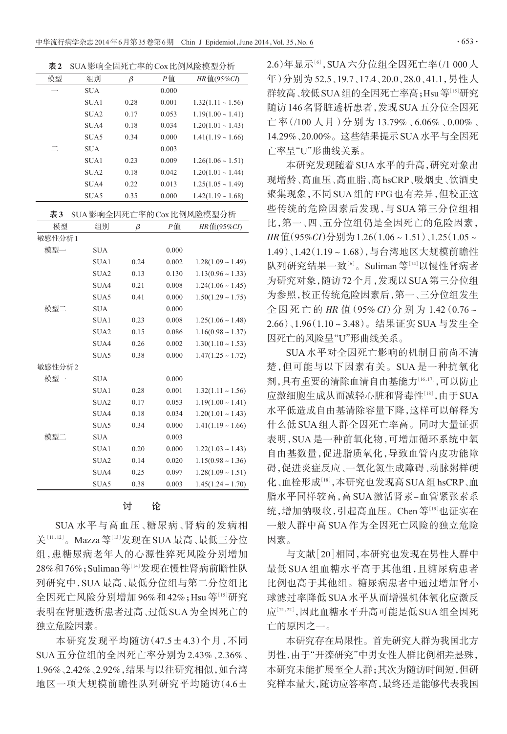**表2** SUA影响全因死亡率的Cox比例风险模型分析

| 模型 | 组别 | β | P值 | HR值(95%CI) |
|---|---|---|---|---|
| 一 | SUA | | 0.000 | |
| | SUA1 | 0.28 | 0.001 | 1.32(1.11 ~ 1.56) |
| | SUA2 | 0.17 | 0.053 | 1.19(1.00 ~ 1.41) |
| | SUA4 | 0.18 | 0.034 | 1.20(1.01 ~ 1.43) |
| | SUA5 | 0.34 | 0.000 | 1.41(1.19 ~ 1.66) |
| 二 | SUA | | 0.003 | |
| | SUA1 | 0.23 | 0.009 | 1.26(1.06 ~ 1.51) |
| | SUA2 | 0.18 | 0.042 | 1.20(1.01 ~ 1.44) |
| | SUA4 | 0.22 | 0.013 | 1.25(1.05 ~ 1.49) |
| | SUA5 | 0.35 | 0.000 | 1.42(1.19 ~ 1.68) |

**表3** SUA影响全因死亡率的Cox比例风险模型分析

| 模型 | 组别 | β | P值 | HR值(95%CI) |
|---|---|---|---|---|
| 敏感性分析1 | | | | |
| 模型一 | SUA | | 0.000 | |
| | SUA1 | 0.24 | 0.002 | 1.28(1.09 ~ 1.49) |
| | SUA2 | 0.13 | 0.130 | 1.13(0.96 ~ 1.33) |
| | SUA4 | 0.21 | 0.008 | 1.24(1.06 ~ 1.45) |
| | SUA5 | 0.41 | 0.000 | 1.50(1.29 ~ 1.75) |
| 模型二 | SUA | | 0.000 | |
| | SUA1 | 0.23 | 0.008 | 1.25(1.06 ~ 1.48) |
| | SUA2 | 0.15 | 0.086 | 1.16(0.98 ~ 1.37) |
| | SUA4 | 0.26 | 0.002 | 1.30(1.10 ~ 1.53) |
| | SUA5 | 0.38 | 0.000 | 1.47(1.25 ~ 1.72) |
| 敏感性分析2 | | | | |
| 模型一 | SUA | | 0.000 | |
| | SUA1 | 0.28 | 0.001 | 1.32(1.11 ~ 1.56) |
| | SUA2 | 0.17 | 0.053 | 1.19(1.00 ~ 1.41) |
| | SUA4 | 0.18 | 0.034 | 1.20(1.01 ~ 1.43) |
| | SUA5 | 0.34 | 0.000 | 1.41(1.19 ~ 1.66) |
| 模型二 | SUA | | 0.003 | |
| | SUA1 | 0.20 | 0.000 | 1.22(1.03 ~ 1.43) |
| | SUA2 | 0.14 | 0.020 | 1.15(0.98 ~ 1.36) |
| | SUA4 | 0.25 | 0.097 | 1.28(1.09 ~ 1.51) |
| | SUA5 | 0.38 | 0.003 | 1.45(1.24 ~ 1.70) |

## 讨　论

SUA水平与高血压、糖尿病、肾病的发病相关[11,12]。Mazza等[13]发现在SUA最高、最低三分位组，患糖尿病老年人的心源性猝死风险分别增加28%和76%；Suliman等[14]发现在慢性肾病前瞻性队列研究中，SUA最高、最低分位组与第二分位组比全因死亡风险分别增加96%和42%；Hsu等[15]研究表明在肾脏透析患者过高、过低SUA为全因死亡的独立危险因素。

本研究发现平均随访(47.5±4.3)个月，不同SUA五分位组的全因死亡率分别为2.43%、2.36%、1.96%、2.42%、2.92%，结果与以往研究相似，如台湾地区一项大规模前瞻性队列研究平均随访(4.6±2.6)年显示[6]，SUA六分位组全因死亡率(/1 000人年)分别为52.5、19.7、17.4、20.0、28.0、41.1，男性人群较高、较低SUA组的全因死亡率高；Hsu等[15]研究随访146名肾脏透析患者，发现SUA五分位全因死亡率(/100人月)分别为13.79%、6.06%、0.00%、14.29%、20.00%。这些结果提示SUA水平与全因死亡率呈"U"形曲线关系。

本研究发现随着SUA水平的升高，研究对象出现增龄、高血压、高血脂、高hsCRP、吸烟史、饮酒史聚集现象，不同SUA组的FPG也有差异，但校正这些传统的危险因素后发现，与SUA第三分位组相比，第一、四、五分位组仍是全因死亡的危险因素，HR值(95%CI)分别为1.26(1.06 ~ 1.51)、1.25(1.05 ~ 1.49)、1.42(1.19 ~ 1.68)，与台湾地区大规模前瞻性队列研究结果一致[6]。Suliman等[14]以慢性肾病者为研究对象，随访72个月，发现以SUA第三分位组为参照，校正传统危险因素后，第一、三分位组发生全因死亡的HR值(95% CI)分别为1.42(0.76 ~ 2.66)、1.96(1.10 ~ 3.48)。结果证实SUA与发生全因死亡的风险呈"U"形曲线关系。

SUA水平对全因死亡影响的机制目前尚不清楚，但可能与以下因素有关。SUA是一种抗氧化剂，具有重要的清除血清自由基能力[16,17]，可以防止应激细胞生成从而减轻心脏和肾毒性[18]，由于SUA水平低造成自由基清除容量下降，这样可以解释为什么低SUA组人群全因死亡率高。同时大量证据表明，SUA是一种前氧化物，可增加循环系统中氧自由基数量，促进脂质氧化，导致血管内皮功能障碍，促进炎症反应、一氧化氮生成障碍、动脉粥样硬化、血栓形成[18]，本研究也发现高SUA组hsCRP、血脂水平同样较高，高SUA激活肾素-血管紧张素系统，增加钠吸收，引起高血压。Chen等[19]也证实在一般人群中高SUA作为全因死亡风险的独立危险因素。

与文献[20]相同，本研究也发现在男性人群中最低SUA组血糖水平高于其他组，且糖尿病患者比例也高于其他组。糖尿病患者中通过增加肾小球滤过率降低SUA水平从而增强机体氧化应激反应[21,22]，因此血糖水平升高可能是低SUA组全因死亡的原因之一。

本研究存在局限性。首先研究人群为我国北方男性，由于"开滦研究"中男女性人群比例相差悬殊，本研究未能扩展至全人群；其次为随访时间短，但研究样本量大，随访应答率高，最终还是能够代表我国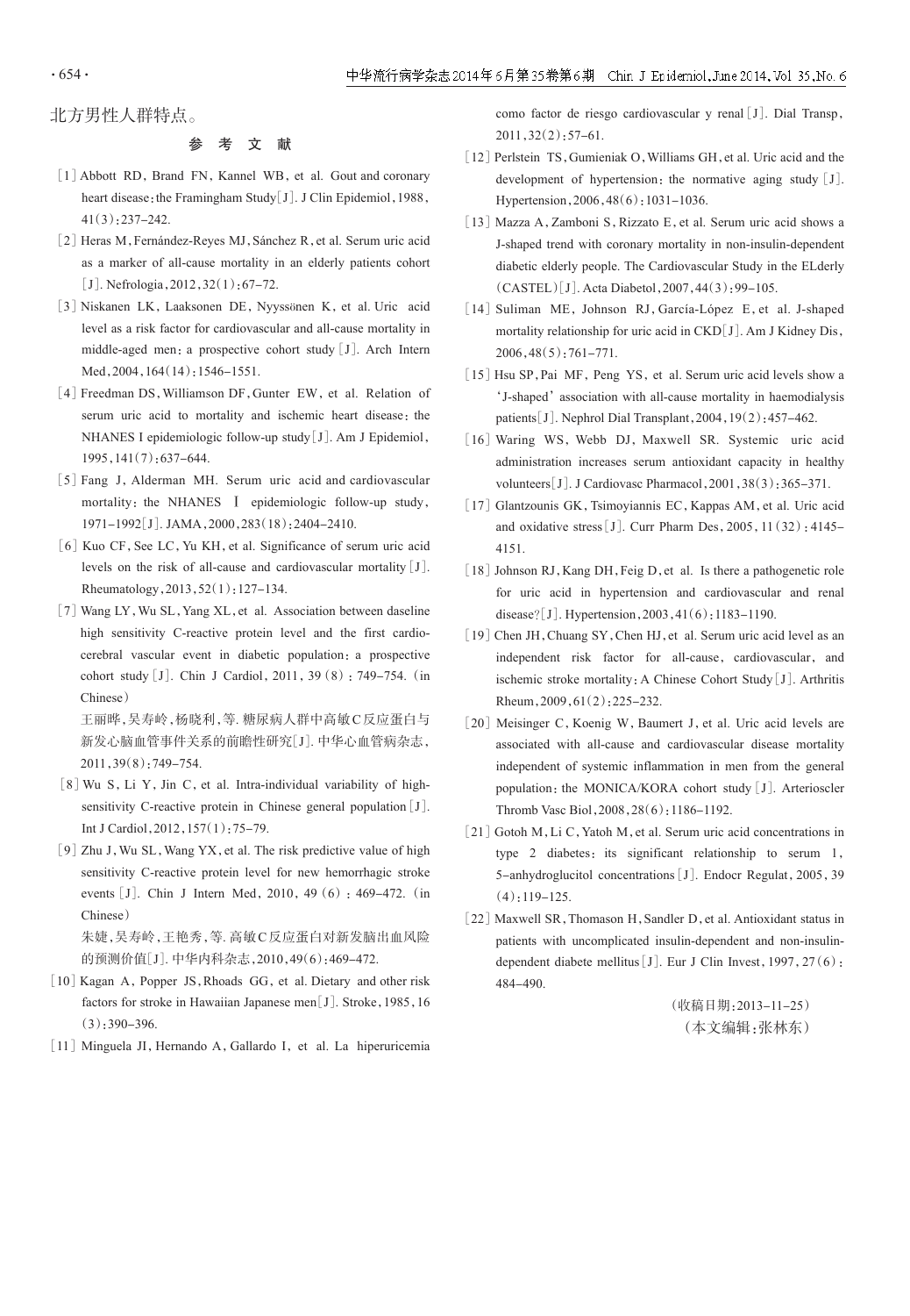北方男性人群特点。

## 参 考 文 献

[1] Abbott RD, Brand FN, Kannel WB, et al. Gout and coronary heart disease: the Framingham Study[J]. J Clin Epidemiol, 1988, 41(3): 237–242.

[2] Heras M, Fernández-Reyes MJ, Sánchez R, et al. Serum uric acid as a marker of all-cause mortality in an elderly patients cohort [J]. Nefrologia, 2012, 32(1): 67–72.

[3] Niskanen LK, Laaksonen DE, Nyyssönen K, et al. Uric acid level as a risk factor for cardiovascular and all-cause mortality in middle-aged men: a prospective cohort study[J]. Arch Intern Med, 2004, 164(14): 1546–1551.

[4] Freedman DS, Williamson DF, Gunter EW, et al. Relation of serum uric acid to mortality and ischemic heart disease: the NHANES I epidemiologic follow-up study[J]. Am J Epidemiol, 1995, 141(7): 637–644.

[5] Fang J, Alderman MH. Serum uric acid and cardiovascular mortality: the NHANES Ⅰ epidemiologic follow-up study, 1971–1992[J]. JAMA, 2000, 283(18): 2404–2410.

[6] Kuo CF, See LC, Yu KH, et al. Significance of serum uric acid levels on the risk of all-cause and cardiovascular mortality[J]. Rheumatology, 2013, 52(1): 127–134.

[7] Wang LY, Wu SL, Yang XL, et al. Association between daseline high sensitivity C-reactive protein level and the first cardio-cerebral vascular event in diabetic population: a prospective cohort study[J]. Chin J Cardiol, 2011, 39(8): 749–754. (in Chinese)
王丽晔,吴寿岭,杨晓利,等. 糖尿病人群中高敏C反应蛋白与新发心脑血管事件关系的前瞻性研究[J]. 中华心血管病杂志, 2011, 39(8): 749–754.

[8] Wu S, Li Y, Jin C, et al. Intra-individual variability of high-sensitivity C-reactive protein in Chinese general population[J]. Int J Cardiol, 2012, 157(1): 75–79.

[9] Zhu J, Wu SL, Wang YX, et al. The risk predictive value of high sensitivity C-reactive protein level for new hemorrhagic stroke events[J]. Chin J Intern Med, 2010, 49(6): 469–472. (in Chinese)
朱婕,吴寿岭,王艳秀,等. 高敏C反应蛋白对新发脑出血风险的预测价值[J]. 中华内科杂志, 2010, 49(6): 469–472.

[10] Kagan A, Popper JS, Rhoads GG, et al. Dietary and other risk factors for stroke in Hawaiian Japanese men[J]. Stroke, 1985, 16(3): 390–396.

[11] Minguela JI, Hernando A, Gallardo I, et al. La hiperuricemia como factor de riesgo cardiovascular y renal[J]. Dial Transp, 2011, 32(2): 57–61.

[12] Perlstein TS, Gumieniak O, Williams GH, et al. Uric acid and the development of hypertension: the normative aging study[J]. Hypertension, 2006, 48(6): 1031–1036.

[13] Mazza A, Zamboni S, Rizzato E, et al. Serum uric acid shows a J-shaped trend with coronary mortality in non-insulin-dependent diabetic elderly people. The Cardiovascular Study in the ELderly (CASTEL)[J]. Acta Diabetol, 2007, 44(3): 99–105.

[14] Suliman ME, Johnson RJ, García-López E, et al. J-shaped mortality relationship for uric acid in CKD[J]. Am J Kidney Dis, 2006, 48(5): 761–771.

[15] Hsu SP, Pai MF, Peng YS, et al. Serum uric acid levels show a 'J-shaped' association with all-cause mortality in haemodialysis patients[J]. Nephrol Dial Transplant, 2004, 19(2): 457–462.

[16] Waring WS, Webb DJ, Maxwell SR. Systemic uric acid administration increases serum antioxidant capacity in healthy volunteers[J]. J Cardiovasc Pharmacol, 2001, 38(3): 365–371.

[17] Glantzounis GK, Tsimoyiannis EC, Kappas AM, et al. Uric acid and oxidative stress[J]. Curr Pharm Des, 2005, 11(32): 4145–4151.

[18] Johnson RJ, Kang DH, Feig D, et al. Is there a pathogenetic role for uric acid in hypertension and cardiovascular and renal disease?[J]. Hypertension, 2003, 41(6): 1183–1190.

[19] Chen JH, Chuang SY, Chen HJ, et al. Serum uric acid level as an independent risk factor for all-cause, cardiovascular, and ischemic stroke mortality: A Chinese Cohort Study[J]. Arthritis Rheum, 2009, 61(2): 225–232.

[20] Meisinger C, Koenig W, Baumert J, et al. Uric acid levels are associated with all-cause and cardiovascular disease mortality independent of systemic inflammation in men from the general population: the MONICA/KORA cohort study[J]. Arterioscler Thromb Vasc Biol, 2008, 28(6): 1186–1192.

[21] Gotoh M, Li C, Yatoh M, et al. Serum uric acid concentrations in type 2 diabetes: its significant relationship to serum 1, 5–anhydroglucitol concentrations[J]. Endocr Regulat, 2005, 39(4): 119–125.

[22] Maxwell SR, Thomason H, Sandler D, et al. Antioxidant status in patients with uncomplicated insulin-dependent and non-insulin-dependent diabete mellitus[J]. Eur J Clin Invest, 1997, 27(6): 484–490.

(收稿日期:2013–11–25)

(本文编辑:张林东)